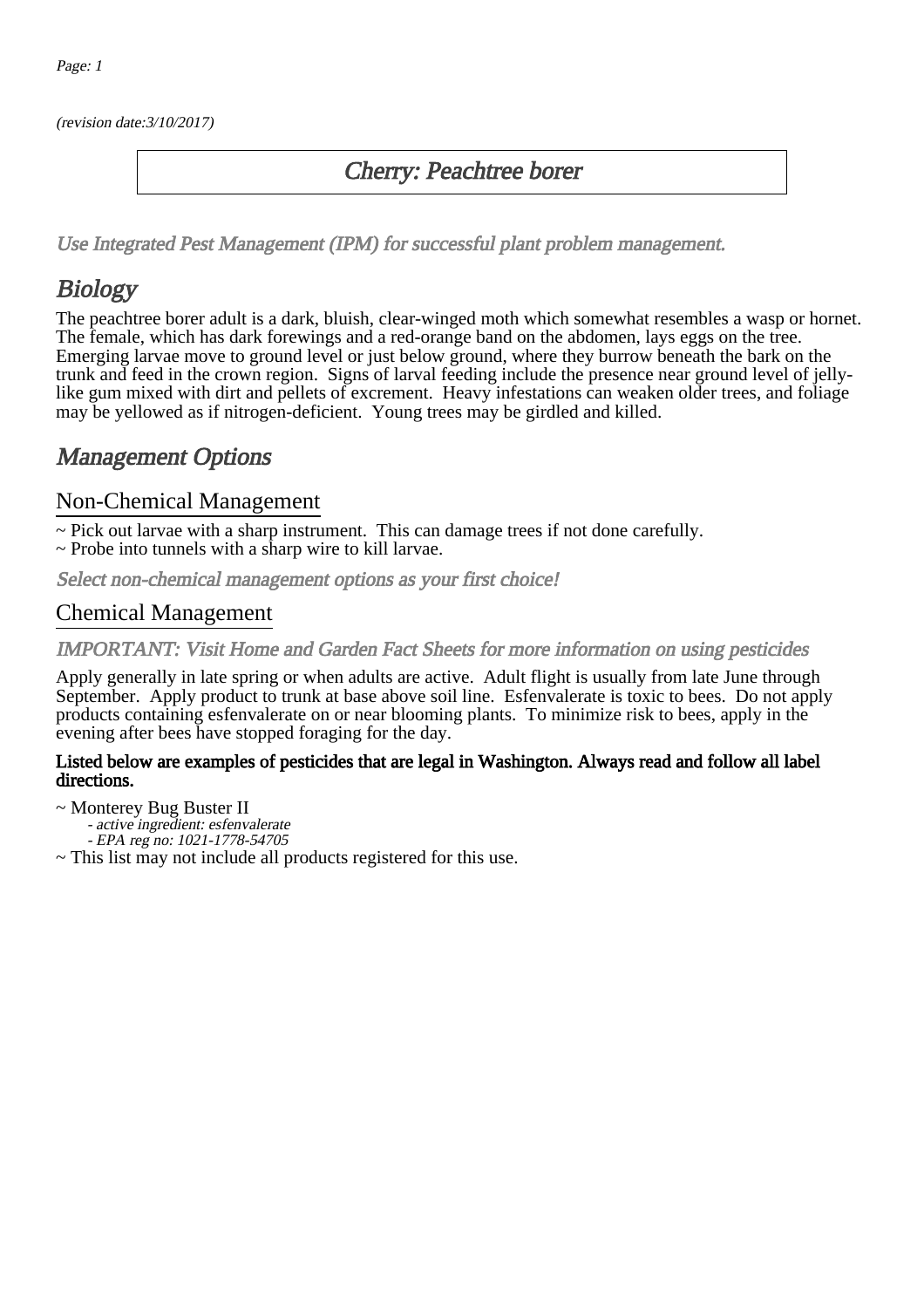*(revision date:3/10/2017)*

# Cherry: Peachtree borer

*Use Integrated Pest Management (IPM) for successful plant problem management.*

## Biology

The peachtree borer adult is a dark, bluish, clear-winged moth which somewhat resembles a wasp or hornet. The female, which has dark forewings and a red-orange band on the abdomen, lays eggs on the tree. Emerging larvae move to ground level or just below ground, where they burrow beneath the bark on the trunk and feed in the crown region. Signs of larval feeding include the presence near ground level of jelly-like gum mixed with dirt and pellets of excrement. Heavy infestations can weaken older trees, and foliage may be yellowed as if nitrogen-deficient. Young trees may be girdled and killed.

## Management Options

### Non-Chemical Management

~ Pick out larvae with a sharp instrument. This can damage trees if not done carefully.
~ Probe into tunnels with a sharp wire to kill larvae.

*Select non-chemical management options as your first choice!*

### Chemical Management

*IMPORTANT: Visit Home and Garden Fact Sheets for more information on using pesticides*

Apply generally in late spring or when adults are active. Adult flight is usually from late June through September. Apply product to trunk at base above soil line. Esfenvalerate is toxic to bees. Do not apply products containing esfenvalerate on or near blooming plants. To minimize risk to bees, apply in the evening after bees have stopped foraging for the day.

**Listed below are examples of pesticides that are legal in Washington. Always read and follow all label directions.**

~ Monterey Bug Buster II
  - *active ingredient: esfenvalerate*
  - *EPA reg no: 1021-1778-54705*

~ This list may not include all products registered for this use.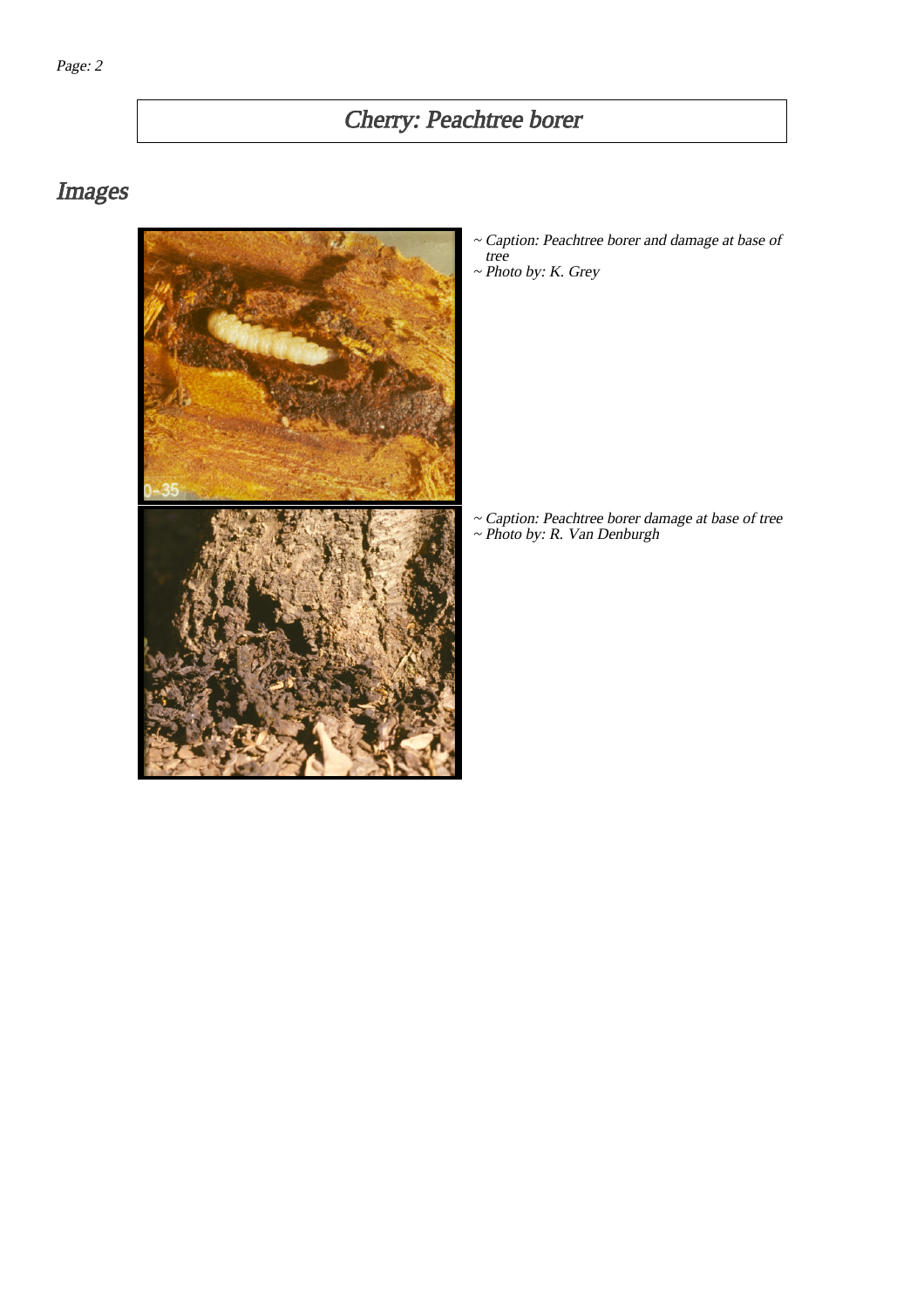# Cherry: Peachtree borer

## Images

~ Caption: Peachtree borer and damage at base of tree
~ Photo by: K. Grey

~ Caption: Peachtree borer damage at base of tree
~ Photo by: R. Van Denburgh